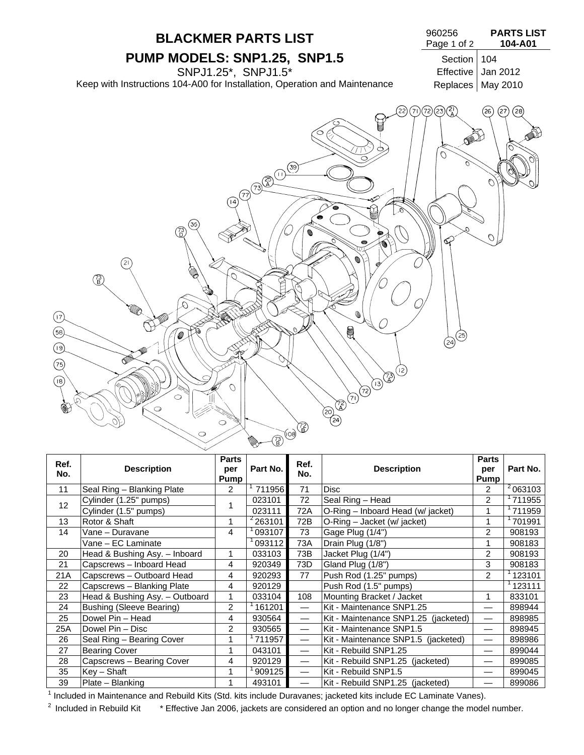# BLACKMER PARTS LIST

## PUMP MODELS: SNP1.25, SNP1.5

SNPJ1.25*, SNPJ1.5*

Keep with Instructions 104-A00 for Installation, Operation and Maintenance

960256 **PARTS LIST 104-A01**

| Section | 104 |
|---|---|
| Effective | Jan 2012 |
| Replaces | May 2010 |

| Ref. No. | Description | Parts per Pump | Part No. | Ref. No. | Description | Parts per Pump | Part No. |
|---|---|---|---|---|---|---|---|
| 11 | Seal Ring – Blanking Plate | 2 | [1] 711956 | 71 | Disc | 2 | [2] 063103 |
| 12 | Cylinder (1.25" pumps) | 1 | 023101 | 72 | Seal Ring – Head | 2 | [1] 711955 |
| | Cylinder (1.5" pumps) | | 023111 | 72A | O-Ring – Inboard Head (w/ jacket) | 1 | [1] 711959 |
| 13 | Rotor & Shaft | 1 | [2] 263101 | 72B | O-Ring – Jacket (w/ jacket) | 1 | [1] 701991 |
| 14 | Vane – Duravane | 4 | [1] 093107 | 73 | Gage Plug (1/4") | 2 | 908193 |
| | Vane – EC Laminate | | [1] 093112 | 73A | Drain Plug (1/8") | 1 | 908183 |
| 20 | Head & Bushing Asy. – Inboard | 1 | 033103 | 73B | Jacket Plug (1/4") | 2 | 908193 |
| 21 | Capscrews – Inboard Head | 4 | 920349 | 73D | Gland Plug (1/8") | 3 | 908183 |
| 21A | Capscrews – Outboard Head | 4 | 920293 | 77 | Push Rod (1.25" pumps) | 2 | [1] 123101 |
| 22 | Capscrews – Blanking Plate | 4 | 920129 | | Push Rod (1.5" pumps) | | [1] 123111 |
| 23 | Head & Bushing Asy. – Outboard | 1 | 033104 | 108 | Mounting Bracket / Jacket | 1 | 833101 |
| 24 | Bushing (Sleeve Bearing) | 2 | [1] 161201 | — | Kit - Maintenance SNP1.25 | — | 898944 |
| 25 | Dowel Pin – Head | 4 | 930564 | — | Kit - Maintenance SNP1.25 (jacketed) | — | 898985 |
| 25A | Dowel Pin – Disc | 2 | 930565 | — | Kit - Maintenance SNP1.5 | — | 898945 |
| 26 | Seal Ring – Bearing Cover | 1 | [1] 711957 | — | Kit - Maintenance SNP1.5 (jacketed) | — | 898986 |
| 27 | Bearing Cover | 1 | 043101 | — | Kit - Rebuild SNP1.25 | — | 899044 |
| 28 | Capscrews – Bearing Cover | 4 | 920129 | — | Kit - Rebuild SNP1.25 (jacketed) | — | 899085 |
| 35 | Key – Shaft | 1 | [1] 909125 | — | Kit - Rebuild SNP1.5 | — | 899045 |
| 39 | Plate – Blanking | 1 | 493101 | — | Kit - Rebuild SNP1.25 (jacketed) | — | 899086 |

[1] Included in Maintenance and Rebuild Kits (Std. kits include Duravanes; jacketed kits include EC Laminate Vanes).

[2] Included in Rebuild Kit  * Effective Jan 2006, jackets are considered an option and no longer change the model number.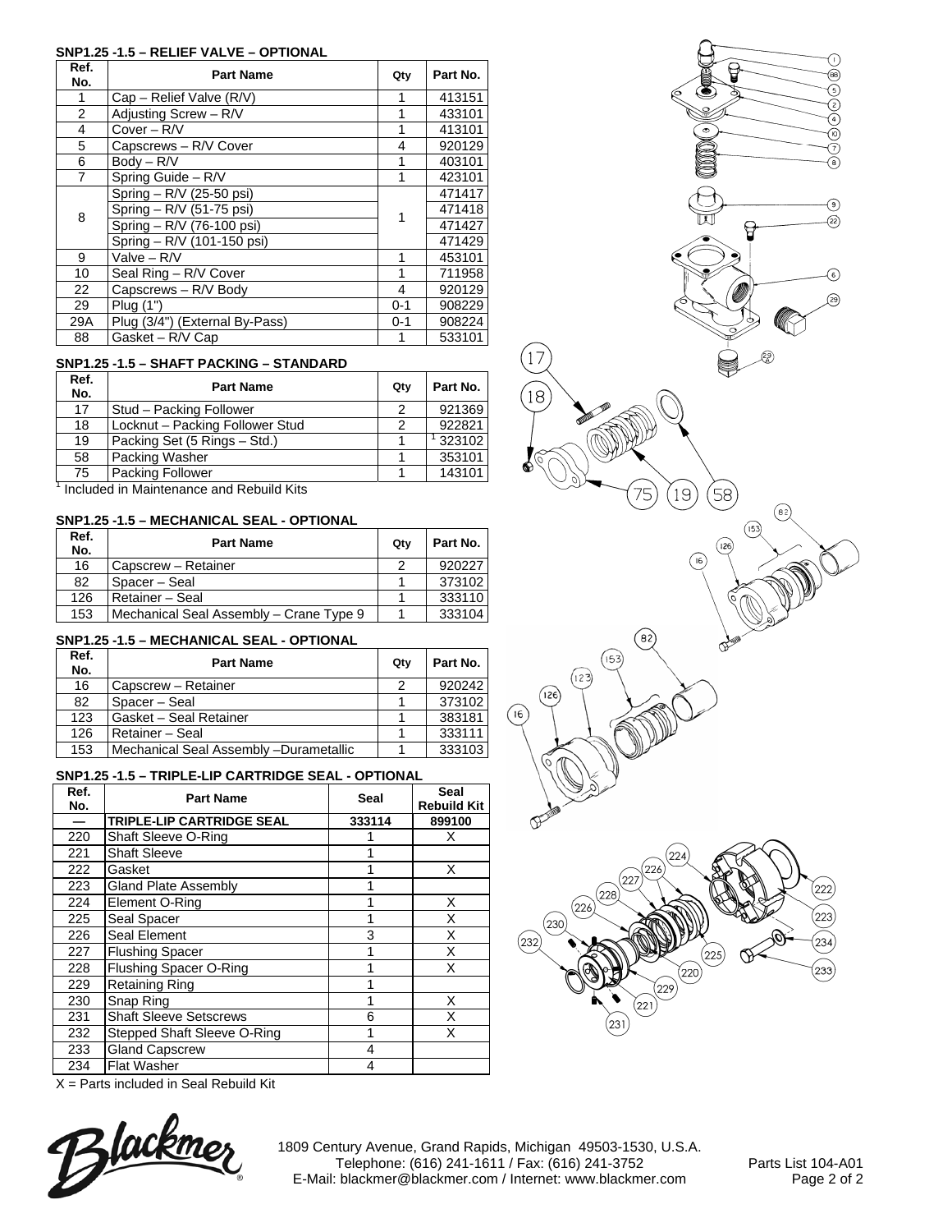### SNP1.25 -1.5 – RELIEF VALVE – OPTIONAL

| Ref. No. | Part Name | Qty | Part No. |
|---|---|---|---|
| 1 | Cap – Relief Valve (R/V) | 1 | 413151 |
| 2 | Adjusting Screw – R/V | 1 | 433101 |
| 4 | Cover – R/V | 1 | 413101 |
| 5 | Capscrews – R/V Cover | 4 | 920129 |
| 6 | Body – R/V | 1 | 403101 |
| 7 | Spring Guide – R/V | 1 | 423101 |
| 8 | Spring – R/V (25-50 psi) | 1 | 471417 |
| | Spring – R/V (51-75 psi) | | 471418 |
| | Spring – R/V (76-100 psi) | | 471427 |
| | Spring – R/V (101-150 psi) | | 471429 |
| 9 | Valve – R/V | 1 | 453101 |
| 10 | Seal Ring – R/V Cover | 1 | 711958 |
| 22 | Capscrews – R/V Body | 4 | 920129 |
| 29 | Plug (1") | 0-1 | 908229 |
| 29A | Plug (3/4") (External By-Pass) | 0-1 | 908224 |
| 88 | Gasket – R/V Cap | 1 | 533101 |

### SNP1.25 -1.5 – SHAFT PACKING – STANDARD

| Ref. No. | Part Name | Qty | Part No. |
|---|---|---|---|
| 17 | Stud – Packing Follower | 2 | 921369 |
| 18 | Locknut – Packing Follower Stud | 2 | 922821 |
| 19 | Packing Set (5 Rings – Std.) | 1 | [1] 323102 |
| 58 | Packing Washer | 1 | 353101 |
| 75 | Packing Follower | 1 | 143101 |

[1] Included in Maintenance and Rebuild Kits

### SNP1.25 -1.5 – MECHANICAL SEAL - OPTIONAL

| Ref. No. | Part Name | Qty | Part No. |
|---|---|---|---|
| 16 | Capscrew – Retainer | 2 | 920227 |
| 82 | Spacer – Seal | 1 | 373102 |
| 126 | Retainer – Seal | 1 | 333110 |
| 153 | Mechanical Seal Assembly – Crane Type 9 | 1 | 333104 |

### SNP1.25 -1.5 – MECHANICAL SEAL - OPTIONAL

| Ref. No. | Part Name | Qty | Part No. |
|---|---|---|---|
| 16 | Capscrew – Retainer | 2 | 920242 |
| 82 | Spacer – Seal | 1 | 373102 |
| 123 | Gasket – Seal Retainer | 1 | 383181 |
| 126 | Retainer – Seal | 1 | 333111 |
| 153 | Mechanical Seal Assembly –Durametallic | 1 | 333103 |

### SNP1.25 -1.5 – TRIPLE-LIP CARTRIDGE SEAL - OPTIONAL

| Ref. No. | Part Name | Seal | Seal Rebuild Kit |
|---|---|---|---|
| — | **TRIPLE-LIP CARTRIDGE SEAL** | **333114** | **899100** |
| 220 | Shaft Sleeve O-Ring | 1 | X |
| 221 | Shaft Sleeve | 1 | |
| 222 | Gasket | 1 | X |
| 223 | Gland Plate Assembly | 1 | |
| 224 | Element O-Ring | 1 | X |
| 225 | Seal Spacer | 1 | X |
| 226 | Seal Element | 3 | X |
| 227 | Flushing Spacer | 1 | X |
| 228 | Flushing Spacer O-Ring | 1 | X |
| 229 | Retaining Ring | 1 | |
| 230 | Snap Ring | 1 | X |
| 231 | Shaft Sleeve Setscrews | 6 | X |
| 232 | Stepped Shaft Sleeve O-Ring | 1 | X |
| 233 | Gland Capscrew | 4 | |
| 234 | Flat Washer | 4 | |

X = Parts included in Seal Rebuild Kit

Blackmer

1809 Century Avenue, Grand Rapids, Michigan 49503-1530, U.S.A.
Telephone: (616) 241-1611 / Fax: (616) 241-3752
E-Mail: blackmer@blackmer.com / Internet: www.blackmer.com

Parts List 104-A01